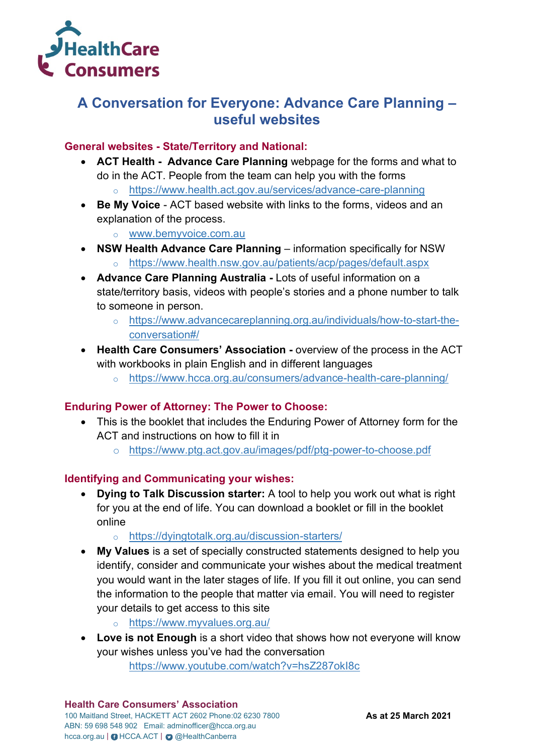HealthCare Consumers

# A Conversation for Everyone: Advance Care Planning – useful websites

## General websites - State/Territory and National:

- **ACT Health - Advance Care Planning** webpage for the forms and what to do in the ACT. People from the team can help you with the forms
  - https://www.health.act.gov.au/services/advance-care-planning
- **Be My Voice** - ACT based website with links to the forms, videos and an explanation of the process.
  - www.bemyvoice.com.au
- **NSW Health Advance Care Planning** – information specifically for NSW
  - https://www.health.nsw.gov.au/patients/acp/pages/default.aspx
- **Advance Care Planning Australia -** Lots of useful information on a state/territory basis, videos with people's stories and a phone number to talk to someone in person.
  - https://www.advancecareplanning.org.au/individuals/how-to-start-the-conversation#/
- **Health Care Consumers' Association -** overview of the process in the ACT with workbooks in plain English and in different languages
  - https://www.hcca.org.au/consumers/advance-health-care-planning/

## Enduring Power of Attorney: The Power to Choose:

- This is the booklet that includes the Enduring Power of Attorney form for the ACT and instructions on how to fill it in
  - https://www.ptg.act.gov.au/images/pdf/ptg-power-to-choose.pdf

## Identifying and Communicating your wishes:

- **Dying to Talk Discussion starter:** A tool to help you work out what is right for you at the end of life. You can download a booklet or fill in the booklet online
  - https://dyingtotalk.org.au/discussion-starters/
- **My Values** is a set of specially constructed statements designed to help you identify, consider and communicate your wishes about the medical treatment you would want in the later stages of life. If you fill it out online, you can send the information to the people that matter via email. You will need to register your details to get access to this site
  - https://www.myvalues.org.au/
- **Love is not Enough** is a short video that shows how not everyone will know your wishes unless you've had the conversation
  https://www.youtube.com/watch?v=hsZ287okI8c

**Health Care Consumers' Association**
100 Maitland Street, HACKETT ACT 2602 Phone:02 6230 7800
ABN: 59 698 548 902 Email: adminofficer@hcca.org.au
hcca.org.au | HCCA.ACT | @HealthCanberra

**As at 25 March 2021**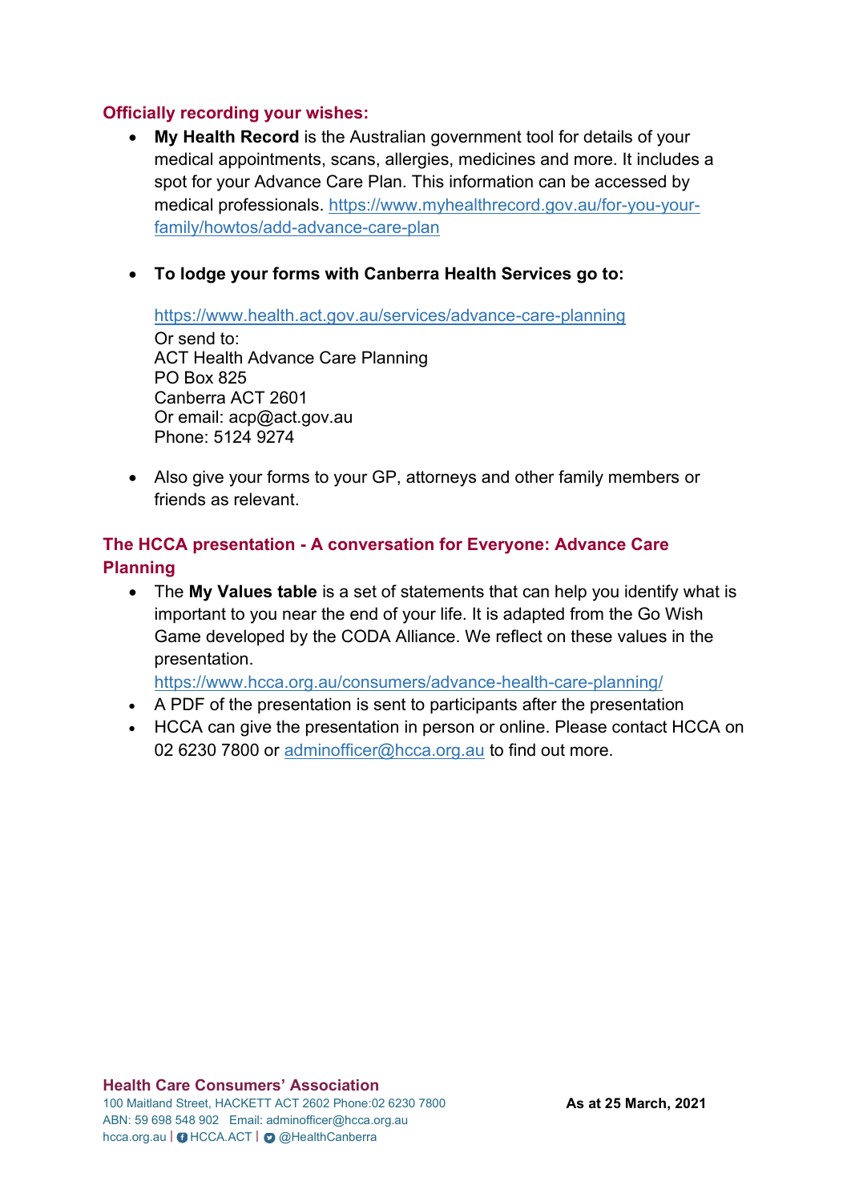### Officially recording your wishes:

- **My Health Record** is the Australian government tool for details of your medical appointments, scans, allergies, medicines and more. It includes a spot for your Advance Care Plan. This information can be accessed by medical professionals. https://www.myhealthrecord.gov.au/for-you-your-family/howtos/add-advance-care-plan

- **To lodge your forms with Canberra Health Services go to:**

  https://www.health.act.gov.au/services/advance-care-planning
  Or send to:
  ACT Health Advance Care Planning
  PO Box 825
  Canberra ACT 2601
  Or email: acp@act.gov.au
  Phone: 5124 9274

- Also give your forms to your GP, attorneys and other family members or friends as relevant.

### The HCCA presentation - A conversation for Everyone: Advance Care Planning

- The **My Values table** is a set of statements that can help you identify what is important to you near the end of your life. It is adapted from the Go Wish Game developed by the CODA Alliance. We reflect on these values in the presentation.
  https://www.hcca.org.au/consumers/advance-health-care-planning/
- A PDF of the presentation is sent to participants after the presentation
- HCCA can give the presentation in person or online. Please contact HCCA on 02 6230 7800 or adminofficer@hcca.org.au to find out more.

**Health Care Consumers' Association**
100 Maitland Street, HACKETT ACT 2602 Phone:02 6230 7800
ABN: 59 698 548 902 Email: adminofficer@hcca.org.au
hcca.org.au | HCCA.ACT | @HealthCanberra

**As at 25 March, 2021**